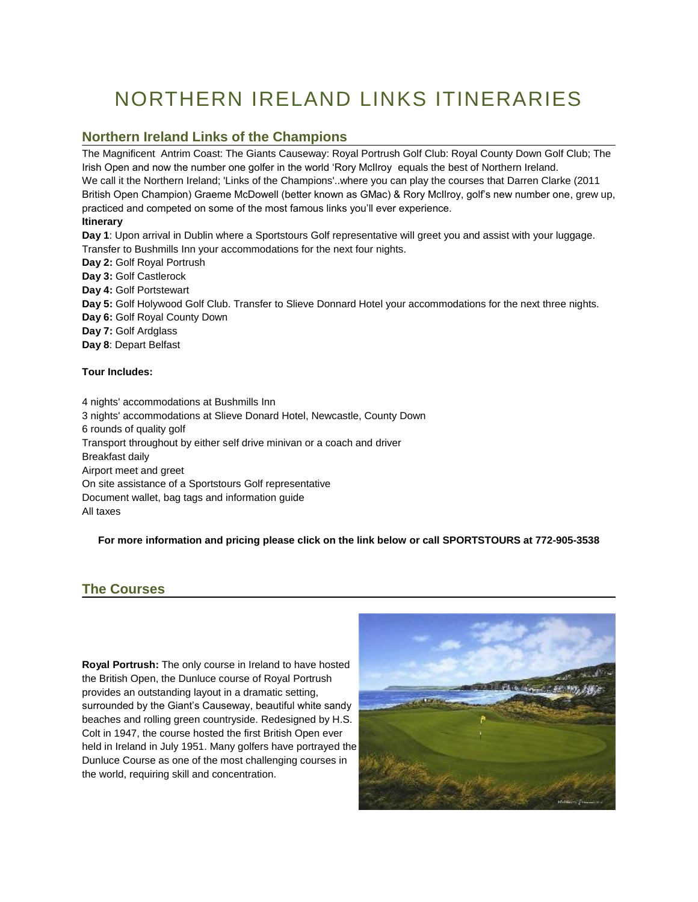# NORTHERN IRELAND LINKS ITINERARIES

## Northern Ireland Links of the Champions

The Magnificent  Antrim Coast: The Giants Causeway: Royal Portrush Golf Club: Royal County Down Golf Club; The Irish Open and now the number one golfer in the world 'Rory McIlroy  equals the best of Northern Ireland.
We call it the Northern Ireland; 'Links of the Champions'..where you can play the courses that Darren Clarke (2011 British Open Champion) Graeme McDowell (better known as GMac) & Rory McIlroy, golf's new number one, grew up, practiced and competed on some of the most famous links you'll ever experience.

**Itinerary**

**Day 1**: Upon arrival in Dublin where a Sportstours Golf representative will greet you and assist with your luggage. Transfer to Bushmills Inn your accommodations for the next four nights.
**Day 2:** Golf Royal Portrush
**Day 3:** Golf Castlerock
**Day 4:** Golf Portstewart
**Day 5:** Golf Holywood Golf Club. Transfer to Slieve Donnard Hotel your accommodations for the next three nights.
**Day 6:** Golf Royal County Down
**Day 7:** Golf Ardglass
**Day 8**: Depart Belfast

**Tour Includes:**

4 nights' accommodations at Bushmills Inn
3 nights' accommodations at Slieve Donard Hotel, Newcastle, County Down
6 rounds of quality golf
Transport throughout by either self drive minivan or a coach and driver
Breakfast daily
Airport meet and greet
On site assistance of a Sportstours Golf representative
Document wallet, bag tags and information guide
All taxes

**For more information and pricing please click on the link below or call SPORTSTOURS at 772-905-3538**

## The Courses

**Royal Portrush:** The only course in Ireland to have hosted the British Open, the Dunluce course of Royal Portrush provides an outstanding layout in a dramatic setting, surrounded by the Giant's Causeway, beautiful white sandy beaches and rolling green countryside. Redesigned by H.S. Colt in 1947, the course hosted the first British Open ever held in Ireland in July 1951. Many golfers have portrayed the Dunluce Course as one of the most challenging courses in the world, requiring skill and concentration.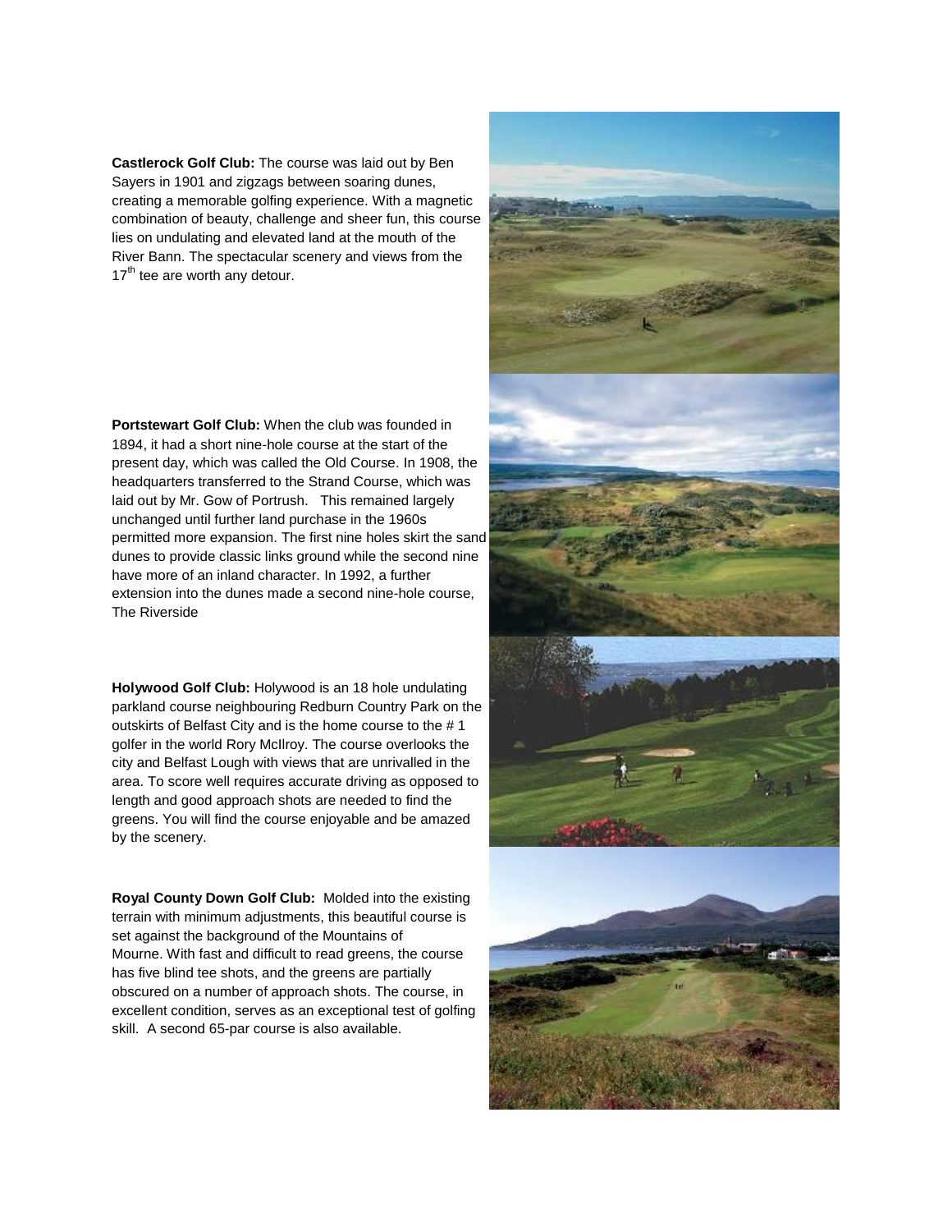**Castlerock Golf Club:** The course was laid out by Ben Sayers in 1901 and zigzags between soaring dunes, creating a memorable golfing experience. With a magnetic combination of beauty, challenge and sheer fun, this course lies on undulating and elevated land at the mouth of the River Bann. The spectacular scenery and views from the 17th tee are worth any detour.

**Portstewart Golf Club:** When the club was founded in 1894, it had a short nine-hole course at the start of the present day, which was called the Old Course. In 1908, the headquarters transferred to the Strand Course, which was laid out by Mr. Gow of Portrush. This remained largely unchanged until further land purchase in the 1960s permitted more expansion. The first nine holes skirt the sand dunes to provide classic links ground while the second nine have more of an inland character. In 1992, a further extension into the dunes made a second nine-hole course, The Riverside

**Holywood Golf Club:** Holywood is an 18 hole undulating parkland course neighbouring Redburn Country Park on the outskirts of Belfast City and is the home course to the # 1 golfer in the world Rory McIlroy. The course overlooks the city and Belfast Lough with views that are unrivalled in the area. To score well requires accurate driving as opposed to length and good approach shots are needed to find the greens. You will find the course enjoyable and be amazed by the scenery.

**Royal County Down Golf Club:** Molded into the existing terrain with minimum adjustments, this beautiful course is set against the background of the Mountains of Mourne. With fast and difficult to read greens, the course has five blind tee shots, and the greens are partially obscured on a number of approach shots. The course, in excellent condition, serves as an exceptional test of golfing skill. A second 65-par course is also available.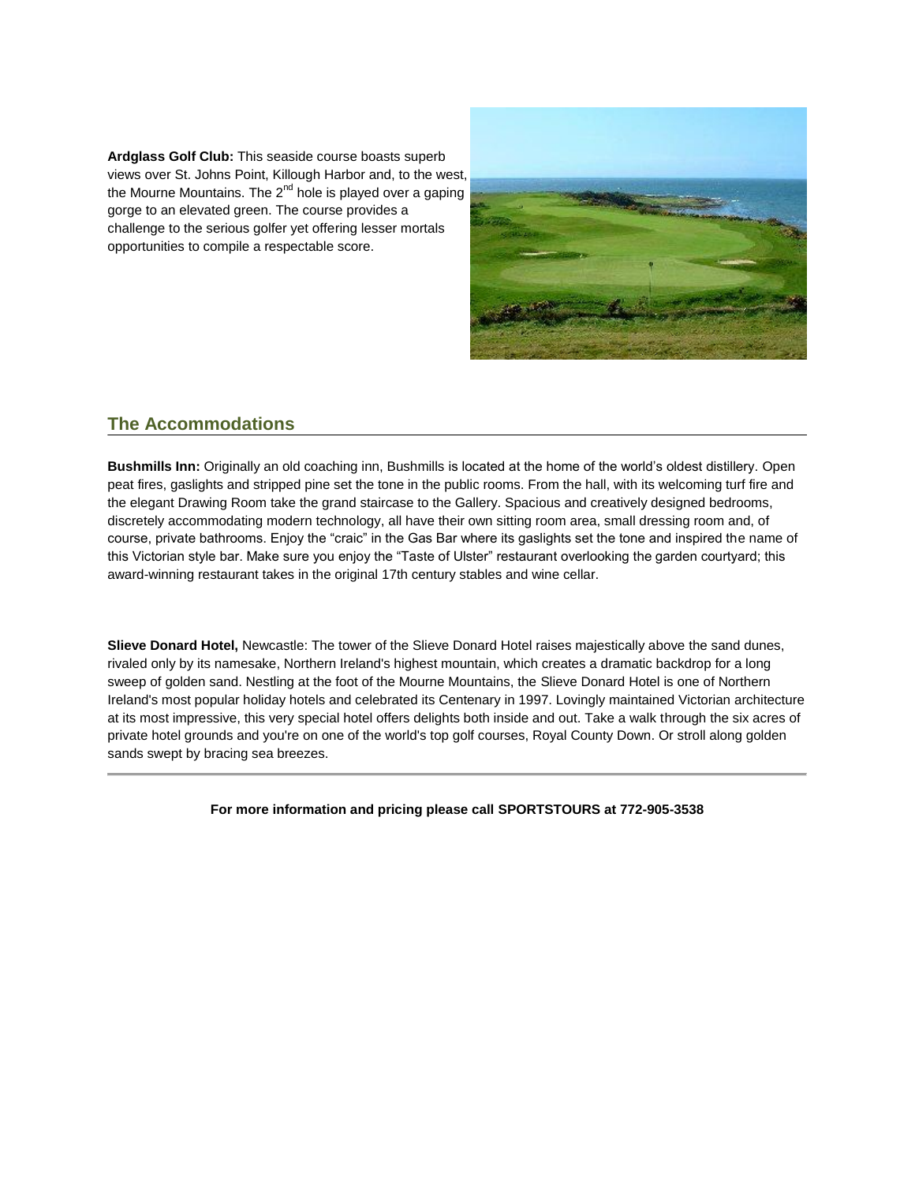**Ardglass Golf Club:** This seaside course boasts superb views over St. Johns Point, Killough Harbor and, to the west, the Mourne Mountains. The 2nd hole is played over a gaping gorge to an elevated green. The course provides a challenge to the serious golfer yet offering lesser mortals opportunities to compile a respectable score.

## The Accommodations

**Bushmills Inn:** Originally an old coaching inn, Bushmills is located at the home of the world's oldest distillery. Open peat fires, gaslights and stripped pine set the tone in the public rooms. From the hall, with its welcoming turf fire and the elegant Drawing Room take the grand staircase to the Gallery. Spacious and creatively designed bedrooms, discretely accommodating modern technology, all have their own sitting room area, small dressing room and, of course, private bathrooms. Enjoy the "craic" in the Gas Bar where its gaslights set the tone and inspired the name of this Victorian style bar. Make sure you enjoy the "Taste of Ulster" restaurant overlooking the garden courtyard; this award-winning restaurant takes in the original 17th century stables and wine cellar.

**Slieve Donard Hotel,** Newcastle: The tower of the Slieve Donard Hotel raises majestically above the sand dunes, rivaled only by its namesake, Northern Ireland's highest mountain, which creates a dramatic backdrop for a long sweep of golden sand. Nestling at the foot of the Mourne Mountains, the Slieve Donard Hotel is one of Northern Ireland's most popular holiday hotels and celebrated its Centenary in 1997. Lovingly maintained Victorian architecture at its most impressive, this very special hotel offers delights both inside and out. Take a walk through the six acres of private hotel grounds and you're on one of the world's top golf courses, Royal County Down. Or stroll along golden sands swept by bracing sea breezes.

---

**For more information and pricing please call SPORTSTOURS at 772-905-3538**